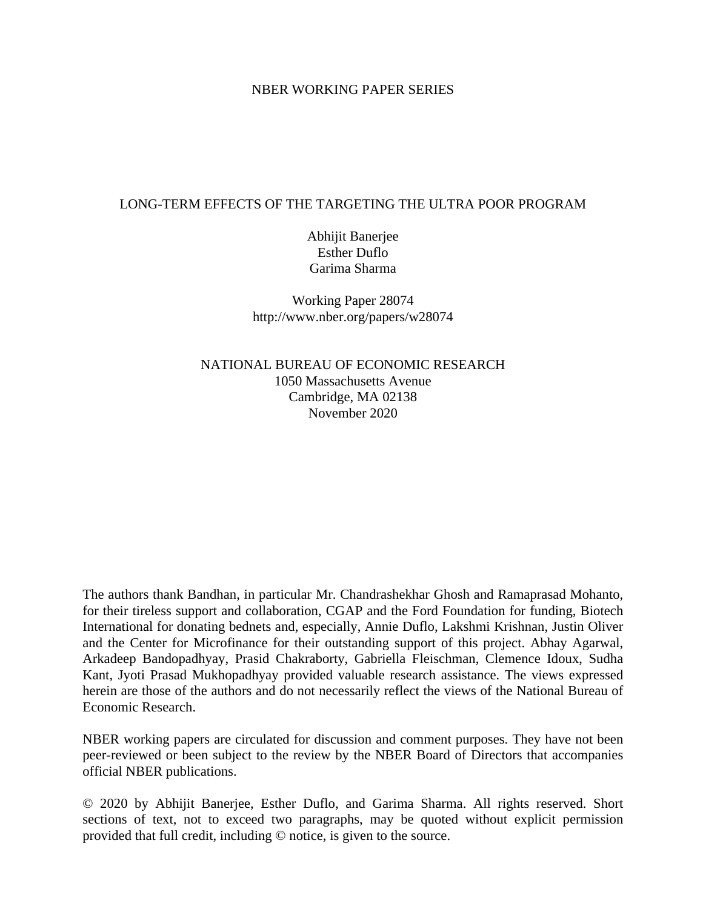NBER WORKING PAPER SERIES

# LONG-TERM EFFECTS OF THE TARGETING THE ULTRA POOR PROGRAM

Abhijit Banerjee
Esther Duflo
Garima Sharma

Working Paper 28074
http://www.nber.org/papers/w28074

NATIONAL BUREAU OF ECONOMIC RESEARCH
1050 Massachusetts Avenue
Cambridge, MA 02138
November 2020

The authors thank Bandhan, in particular Mr. Chandrashekhar Ghosh and Ramaprasad Mohanto, for their tireless support and collaboration, CGAP and the Ford Foundation for funding, Biotech International for donating bednets and, especially, Annie Duflo, Lakshmi Krishnan, Justin Oliver and the Center for Microfinance for their outstanding support of this project. Abhay Agarwal, Arkadeep Bandopadhyay, Prasid Chakraborty, Gabriella Fleischman, Clemence Idoux, Sudha Kant, Jyoti Prasad Mukhopadhyay provided valuable research assistance. The views expressed herein are those of the authors and do not necessarily reflect the views of the National Bureau of Economic Research.

NBER working papers are circulated for discussion and comment purposes. They have not been peer-reviewed or been subject to the review by the NBER Board of Directors that accompanies official NBER publications.

© 2020 by Abhijit Banerjee, Esther Duflo, and Garima Sharma. All rights reserved. Short sections of text, not to exceed two paragraphs, may be quoted without explicit permission provided that full credit, including © notice, is given to the source.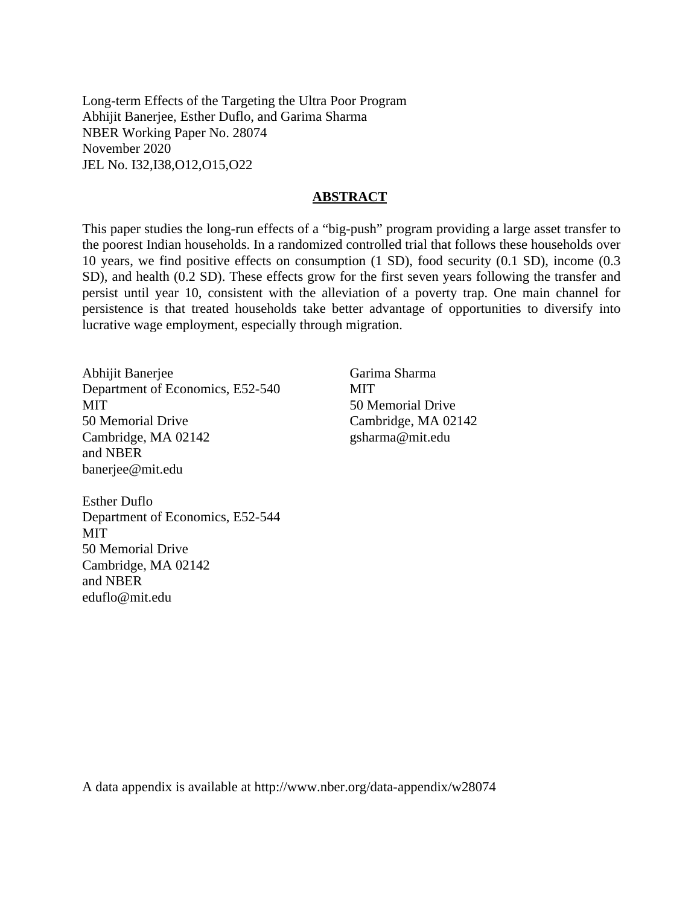Long-term Effects of the Targeting the Ultra Poor Program
Abhijit Banerjee, Esther Duflo, and Garima Sharma
NBER Working Paper No. 28074
November 2020
JEL No. I32,I38,O12,O15,O22

## ABSTRACT

This paper studies the long-run effects of a "big-push" program providing a large asset transfer to the poorest Indian households. In a randomized controlled trial that follows these households over 10 years, we find positive effects on consumption (1 SD), food security (0.1 SD), income (0.3 SD), and health (0.2 SD). These effects grow for the first seven years following the transfer and persist until year 10, consistent with the alleviation of a poverty trap. One main channel for persistence is that treated households take better advantage of opportunities to diversify into lucrative wage employment, especially through migration.

Abhijit Banerjee
Department of Economics, E52-540
MIT
50 Memorial Drive
Cambridge, MA 02142
and NBER
banerjee@mit.edu

Esther Duflo
Department of Economics, E52-544
MIT
50 Memorial Drive
Cambridge, MA 02142
and NBER
eduflo@mit.edu

Garima Sharma
MIT
50 Memorial Drive
Cambridge, MA 02142
gsharma@mit.edu

A data appendix is available at http://www.nber.org/data-appendix/w28074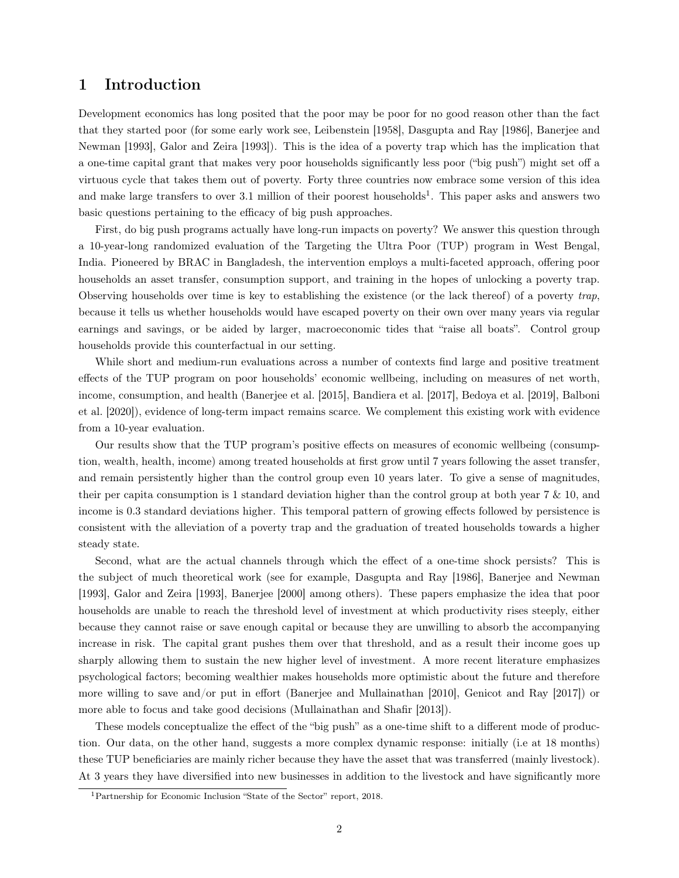# 1 Introduction

Development economics has long posited that the poor may be poor for no good reason other than the fact that they started poor (for some early work see, Leibenstein [1958], Dasgupta and Ray [1986], Banerjee and Newman [1993], Galor and Zeira [1993]). This is the idea of a poverty trap which has the implication that a one-time capital grant that makes very poor households significantly less poor ("big push") might set off a virtuous cycle that takes them out of poverty. Forty three countries now embrace some version of this idea and make large transfers to over 3.1 million of their poorest households[1]. This paper asks and answers two basic questions pertaining to the efficacy of big push approaches.

First, do big push programs actually have long-run impacts on poverty? We answer this question through a 10-year-long randomized evaluation of the Targeting the Ultra Poor (TUP) program in West Bengal, India. Pioneered by BRAC in Bangladesh, the intervention employs a multi-faceted approach, offering poor households an asset transfer, consumption support, and training in the hopes of unlocking a poverty trap. Observing households over time is key to establishing the existence (or the lack thereof) of a poverty *trap*, because it tells us whether households would have escaped poverty on their own over many years via regular earnings and savings, or be aided by larger, macroeconomic tides that "raise all boats". Control group households provide this counterfactual in our setting.

While short and medium-run evaluations across a number of contexts find large and positive treatment effects of the TUP program on poor households' economic wellbeing, including on measures of net worth, income, consumption, and health (Banerjee et al. [2015], Bandiera et al. [2017], Bedoya et al. [2019], Balboni et al. [2020]), evidence of long-term impact remains scarce. We complement this existing work with evidence from a 10-year evaluation.

Our results show that the TUP program's positive effects on measures of economic wellbeing (consumption, wealth, health, income) among treated households at first grow until 7 years following the asset transfer, and remain persistently higher than the control group even 10 years later. To give a sense of magnitudes, their per capita consumption is 1 standard deviation higher than the control group at both year 7 & 10, and income is 0.3 standard deviations higher. This temporal pattern of growing effects followed by persistence is consistent with the alleviation of a poverty trap and the graduation of treated households towards a higher steady state.

Second, what are the actual channels through which the effect of a one-time shock persists? This is the subject of much theoretical work (see for example, Dasgupta and Ray [1986], Banerjee and Newman [1993], Galor and Zeira [1993], Banerjee [2000] among others). These papers emphasize the idea that poor households are unable to reach the threshold level of investment at which productivity rises steeply, either because they cannot raise or save enough capital or because they are unwilling to absorb the accompanying increase in risk. The capital grant pushes them over that threshold, and as a result their income goes up sharply allowing them to sustain the new higher level of investment. A more recent literature emphasizes psychological factors; becoming wealthier makes households more optimistic about the future and therefore more willing to save and/or put in effort (Banerjee and Mullainathan [2010], Genicot and Ray [2017]) or more able to focus and take good decisions (Mullainathan and Shafir [2013]).

These models conceptualize the effect of the "big push" as a one-time shift to a different mode of production. Our data, on the other hand, suggests a more complex dynamic response: initially (i.e at 18 months) these TUP beneficiaries are mainly richer because they have the asset that was transferred (mainly livestock). At 3 years they have diversified into new businesses in addition to the livestock and have significantly more

[1] Partnership for Economic Inclusion "State of the Sector" report, 2018.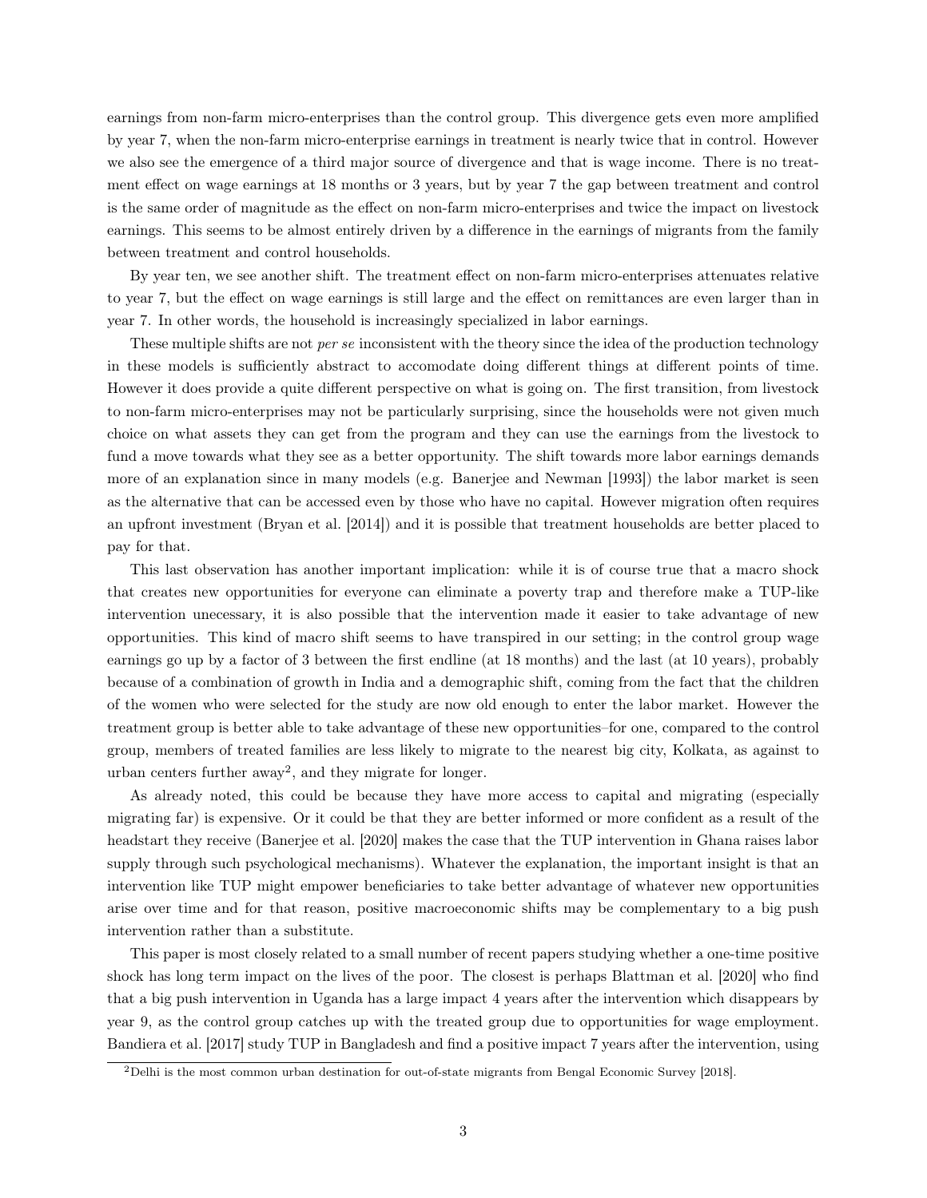earnings from non-farm micro-enterprises than the control group. This divergence gets even more amplified by year 7, when the non-farm micro-enterprise earnings in treatment is nearly twice that in control. However we also see the emergence of a third major source of divergence and that is wage income. There is no treatment effect on wage earnings at 18 months or 3 years, but by year 7 the gap between treatment and control is the same order of magnitude as the effect on non-farm micro-enterprises and twice the impact on livestock earnings. This seems to be almost entirely driven by a difference in the earnings of migrants from the family between treatment and control households.

By year ten, we see another shift. The treatment effect on non-farm micro-enterprises attenuates relative to year 7, but the effect on wage earnings is still large and the effect on remittances are even larger than in year 7. In other words, the household is increasingly specialized in labor earnings.

These multiple shifts are not *per se* inconsistent with the theory since the idea of the production technology in these models is sufficiently abstract to accomodate doing different things at different points of time. However it does provide a quite different perspective on what is going on. The first transition, from livestock to non-farm micro-enterprises may not be particularly surprising, since the households were not given much choice on what assets they can get from the program and they can use the earnings from the livestock to fund a move towards what they see as a better opportunity. The shift towards more labor earnings demands more of an explanation since in many models (e.g. Banerjee and Newman [1993]) the labor market is seen as the alternative that can be accessed even by those who have no capital. However migration often requires an upfront investment (Bryan et al. [2014]) and it is possible that treatment households are better placed to pay for that.

This last observation has another important implication: while it is of course true that a macro shock that creates new opportunities for everyone can eliminate a poverty trap and therefore make a TUP-like intervention unecessary, it is also possible that the intervention made it easier to take advantage of new opportunities. This kind of macro shift seems to have transpired in our setting; in the control group wage earnings go up by a factor of 3 between the first endline (at 18 months) and the last (at 10 years), probably because of a combination of growth in India and a demographic shift, coming from the fact that the children of the women who were selected for the study are now old enough to enter the labor market. However the treatment group is better able to take advantage of these new opportunities–for one, compared to the control group, members of treated families are less likely to migrate to the nearest big city, Kolkata, as against to urban centers further away[2], and they migrate for longer.

As already noted, this could be because they have more access to capital and migrating (especially migrating far) is expensive. Or it could be that they are better informed or more confident as a result of the headstart they receive (Banerjee et al. [2020] makes the case that the TUP intervention in Ghana raises labor supply through such psychological mechanisms). Whatever the explanation, the important insight is that an intervention like TUP might empower beneficiaries to take better advantage of whatever new opportunities arise over time and for that reason, positive macroeconomic shifts may be complementary to a big push intervention rather than a substitute.

This paper is most closely related to a small number of recent papers studying whether a one-time positive shock has long term impact on the lives of the poor. The closest is perhaps Blattman et al. [2020] who find that a big push intervention in Uganda has a large impact 4 years after the intervention which disappears by year 9, as the control group catches up with the treated group due to opportunities for wage employment. Bandiera et al. [2017] study TUP in Bangladesh and find a positive impact 7 years after the intervention, using

[2]Delhi is the most common urban destination for out-of-state migrants from Bengal Economic Survey [2018].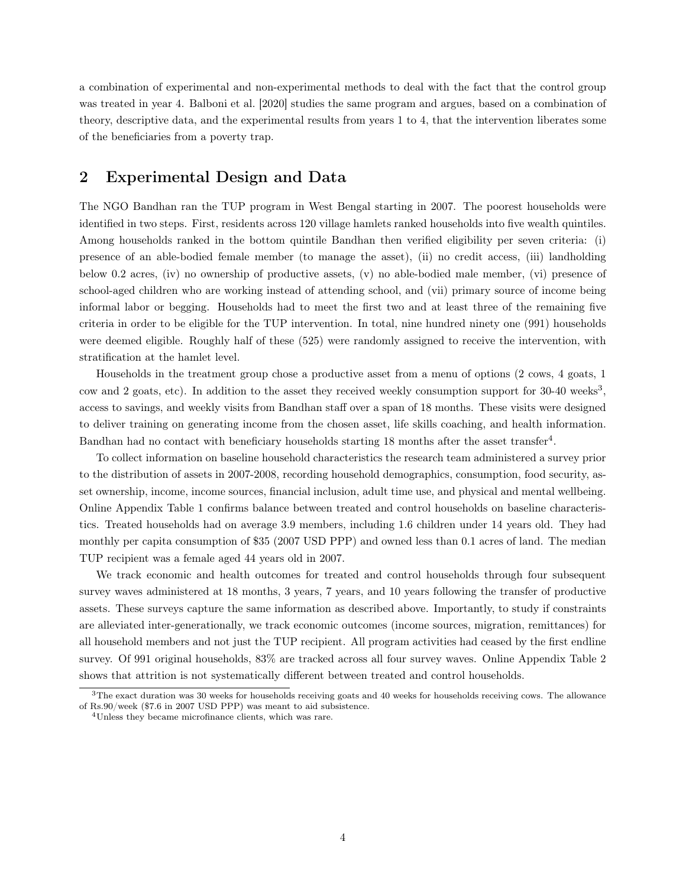a combination of experimental and non-experimental methods to deal with the fact that the control group was treated in year 4. Balboni et al. [2020] studies the same program and argues, based on a combination of theory, descriptive data, and the experimental results from years 1 to 4, that the intervention liberates some of the beneficiaries from a poverty trap.

## 2 Experimental Design and Data

The NGO Bandhan ran the TUP program in West Bengal starting in 2007. The poorest households were identified in two steps. First, residents across 120 village hamlets ranked households into five wealth quintiles. Among households ranked in the bottom quintile Bandhan then verified eligibility per seven criteria: (i) presence of an able-bodied female member (to manage the asset), (ii) no credit access, (iii) landholding below 0.2 acres, (iv) no ownership of productive assets, (v) no able-bodied male member, (vi) presence of school-aged children who are working instead of attending school, and (vii) primary source of income being informal labor or begging. Households had to meet the first two and at least three of the remaining five criteria in order to be eligible for the TUP intervention. In total, nine hundred ninety one (991) households were deemed eligible. Roughly half of these (525) were randomly assigned to receive the intervention, with stratification at the hamlet level.

Households in the treatment group chose a productive asset from a menu of options (2 cows, 4 goats, 1 cow and 2 goats, etc). In addition to the asset they received weekly consumption support for 30-40 weeks[3], access to savings, and weekly visits from Bandhan staff over a span of 18 months. These visits were designed to deliver training on generating income from the chosen asset, life skills coaching, and health information. Bandhan had no contact with beneficiary households starting 18 months after the asset transfer[4].

To collect information on baseline household characteristics the research team administered a survey prior to the distribution of assets in 2007-2008, recording household demographics, consumption, food security, asset ownership, income, income sources, financial inclusion, adult time use, and physical and mental wellbeing. Online Appendix Table 1 confirms balance between treated and control households on baseline characteristics. Treated households had on average 3.9 members, including 1.6 children under 14 years old. They had monthly per capita consumption of $35 (2007 USD PPP) and owned less than 0.1 acres of land. The median TUP recipient was a female aged 44 years old in 2007.

We track economic and health outcomes for treated and control households through four subsequent survey waves administered at 18 months, 3 years, 7 years, and 10 years following the transfer of productive assets. These surveys capture the same information as described above. Importantly, to study if constraints are alleviated inter-generationally, we track economic outcomes (income sources, migration, remittances) for all household members and not just the TUP recipient. All program activities had ceased by the first endline survey. Of 991 original households, 83% are tracked across all four survey waves. Online Appendix Table 2 shows that attrition is not systematically different between treated and control households.

[3]The exact duration was 30 weeks for households receiving goats and 40 weeks for households receiving cows. The allowance of Rs.90/week ($7.6 in 2007 USD PPP) was meant to aid subsistence.

[4]Unless they became microfinance clients, which was rare.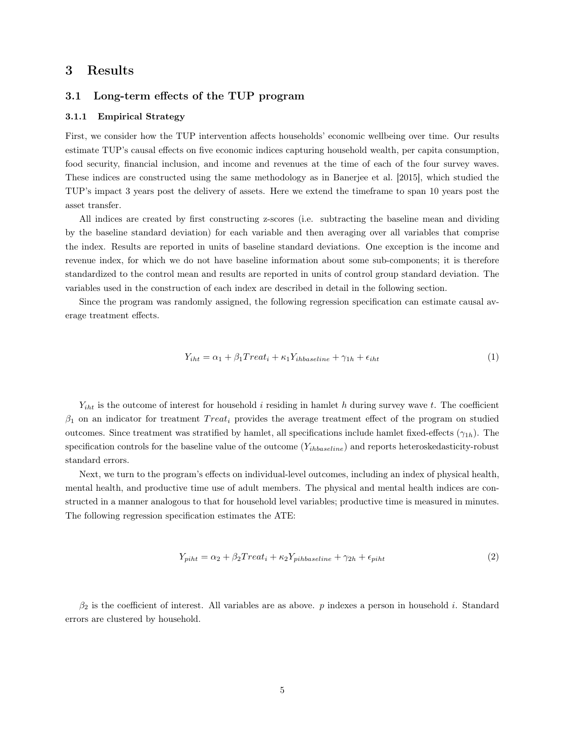# 3 Results

## 3.1 Long-term effects of the TUP program

### 3.1.1 Empirical Strategy

First, we consider how the TUP intervention affects households' economic wellbeing over time. Our results estimate TUP's causal effects on five economic indices capturing household wealth, per capita consumption, food security, financial inclusion, and income and revenues at the time of each of the four survey waves. These indices are constructed using the same methodology as in Banerjee et al. [2015], which studied the TUP's impact 3 years post the delivery of assets. Here we extend the timeframe to span 10 years post the asset transfer.

All indices are created by first constructing z-scores (i.e. subtracting the baseline mean and dividing by the baseline standard deviation) for each variable and then averaging over all variables that comprise the index. Results are reported in units of baseline standard deviations. One exception is the income and revenue index, for which we do not have baseline information about some sub-components; it is therefore standardized to the control mean and results are reported in units of control group standard deviation. The variables used in the construction of each index are described in detail in the following section.

Since the program was randomly assigned, the following regression specification can estimate causal average treatment effects.

$$Y_{iht} = \alpha_1 + \beta_1 Treat_i + \kappa_1 Y_{ihbaseline} + \gamma_{1h} + \epsilon_{iht} \tag{1}$$

$Y_{iht}$ is the outcome of interest for household $i$ residing in hamlet $h$ during survey wave $t$. The coefficient $\beta_1$ on an indicator for treatment $Treat_i$ provides the average treatment effect of the program on studied outcomes. Since treatment was stratified by hamlet, all specifications include hamlet fixed-effects ($\gamma_{1h}$). The specification controls for the baseline value of the outcome ($Y_{ihbaseline}$) and reports heteroskedasticity-robust standard errors.

Next, we turn to the program's effects on individual-level outcomes, including an index of physical health, mental health, and productive time use of adult members. The physical and mental health indices are constructed in a manner analogous to that for household level variables; productive time is measured in minutes. The following regression specification estimates the ATE:

$$Y_{piht} = \alpha_2 + \beta_2 Treat_i + \kappa_2 Y_{pihbaseline} + \gamma_{2h} + \epsilon_{piht} \tag{2}$$

$\beta_2$ is the coefficient of interest. All variables are as above. $p$ indexes a person in household $i$. Standard errors are clustered by household.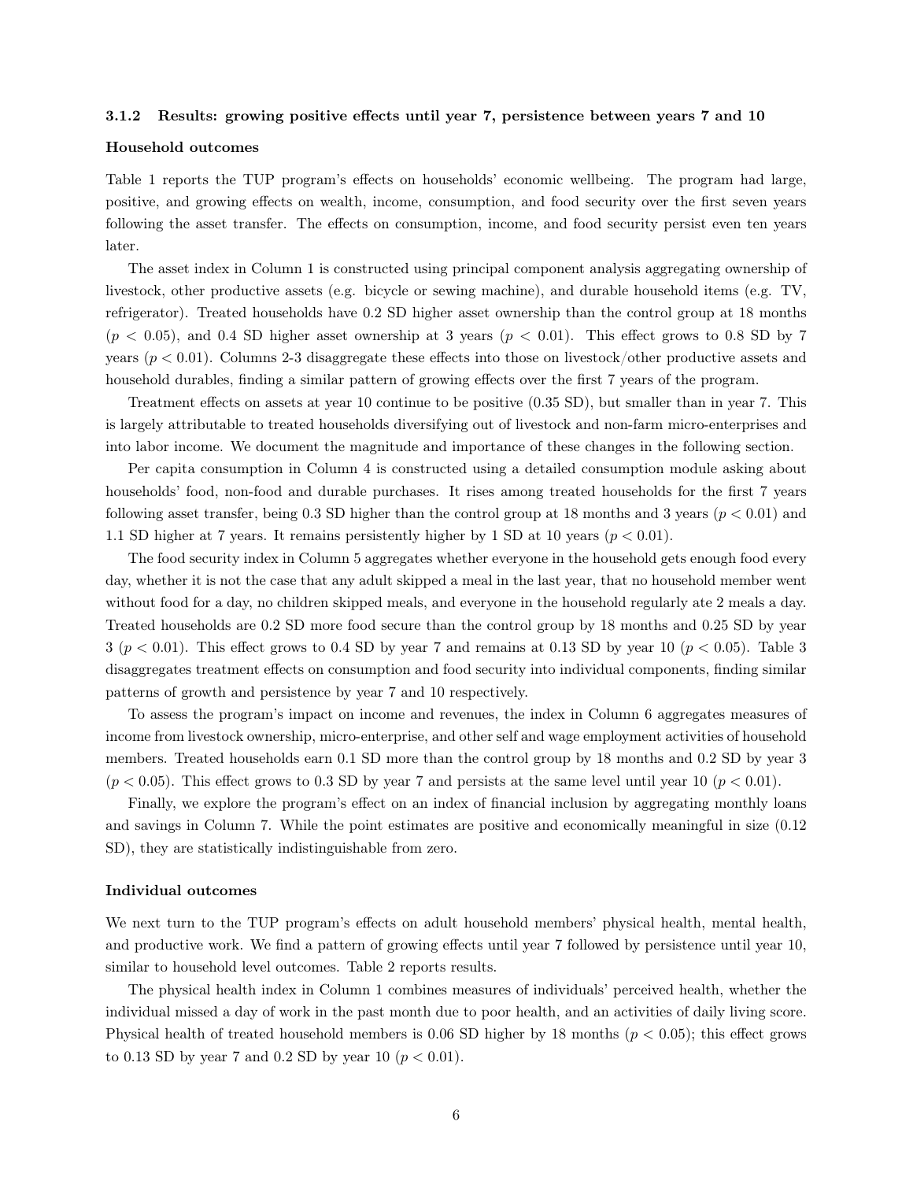### 3.1.2 Results: growing positive effects until year 7, persistence between years 7 and 10

**Household outcomes**

Table 1 reports the TUP program's effects on households' economic wellbeing. The program had large, positive, and growing effects on wealth, income, consumption, and food security over the first seven years following the asset transfer. The effects on consumption, income, and food security persist even ten years later.

The asset index in Column 1 is constructed using principal component analysis aggregating ownership of livestock, other productive assets (e.g. bicycle or sewing machine), and durable household items (e.g. TV, refrigerator). Treated households have 0.2 SD higher asset ownership than the control group at 18 months ($p < 0.05$), and 0.4 SD higher asset ownership at 3 years ($p < 0.01$). This effect grows to 0.8 SD by 7 years ($p < 0.01$). Columns 2-3 disaggregate these effects into those on livestock/other productive assets and household durables, finding a similar pattern of growing effects over the first 7 years of the program.

Treatment effects on assets at year 10 continue to be positive (0.35 SD), but smaller than in year 7. This is largely attributable to treated households diversifying out of livestock and non-farm micro-enterprises and into labor income. We document the magnitude and importance of these changes in the following section.

Per capita consumption in Column 4 is constructed using a detailed consumption module asking about households' food, non-food and durable purchases. It rises among treated households for the first 7 years following asset transfer, being 0.3 SD higher than the control group at 18 months and 3 years ($p < 0.01$) and 1.1 SD higher at 7 years. It remains persistently higher by 1 SD at 10 years ($p < 0.01$).

The food security index in Column 5 aggregates whether everyone in the household gets enough food every day, whether it is not the case that any adult skipped a meal in the last year, that no household member went without food for a day, no children skipped meals, and everyone in the household regularly ate 2 meals a day. Treated households are 0.2 SD more food secure than the control group by 18 months and 0.25 SD by year 3 ($p < 0.01$). This effect grows to 0.4 SD by year 7 and remains at 0.13 SD by year 10 ($p < 0.05$). Table 3 disaggregates treatment effects on consumption and food security into individual components, finding similar patterns of growth and persistence by year 7 and 10 respectively.

To assess the program's impact on income and revenues, the index in Column 6 aggregates measures of income from livestock ownership, micro-enterprise, and other self and wage employment activities of household members. Treated households earn 0.1 SD more than the control group by 18 months and 0.2 SD by year 3 ($p < 0.05$). This effect grows to 0.3 SD by year 7 and persists at the same level until year 10 ($p < 0.01$).

Finally, we explore the program's effect on an index of financial inclusion by aggregating monthly loans and savings in Column 7. While the point estimates are positive and economically meaningful in size (0.12 SD), they are statistically indistinguishable from zero.

**Individual outcomes**

We next turn to the TUP program's effects on adult household members' physical health, mental health, and productive work. We find a pattern of growing effects until year 7 followed by persistence until year 10, similar to household level outcomes. Table 2 reports results.

The physical health index in Column 1 combines measures of individuals' perceived health, whether the individual missed a day of work in the past month due to poor health, and an activities of daily living score. Physical health of treated household members is 0.06 SD higher by 18 months ($p < 0.05$); this effect grows to 0.13 SD by year 7 and 0.2 SD by year 10 ($p < 0.01$).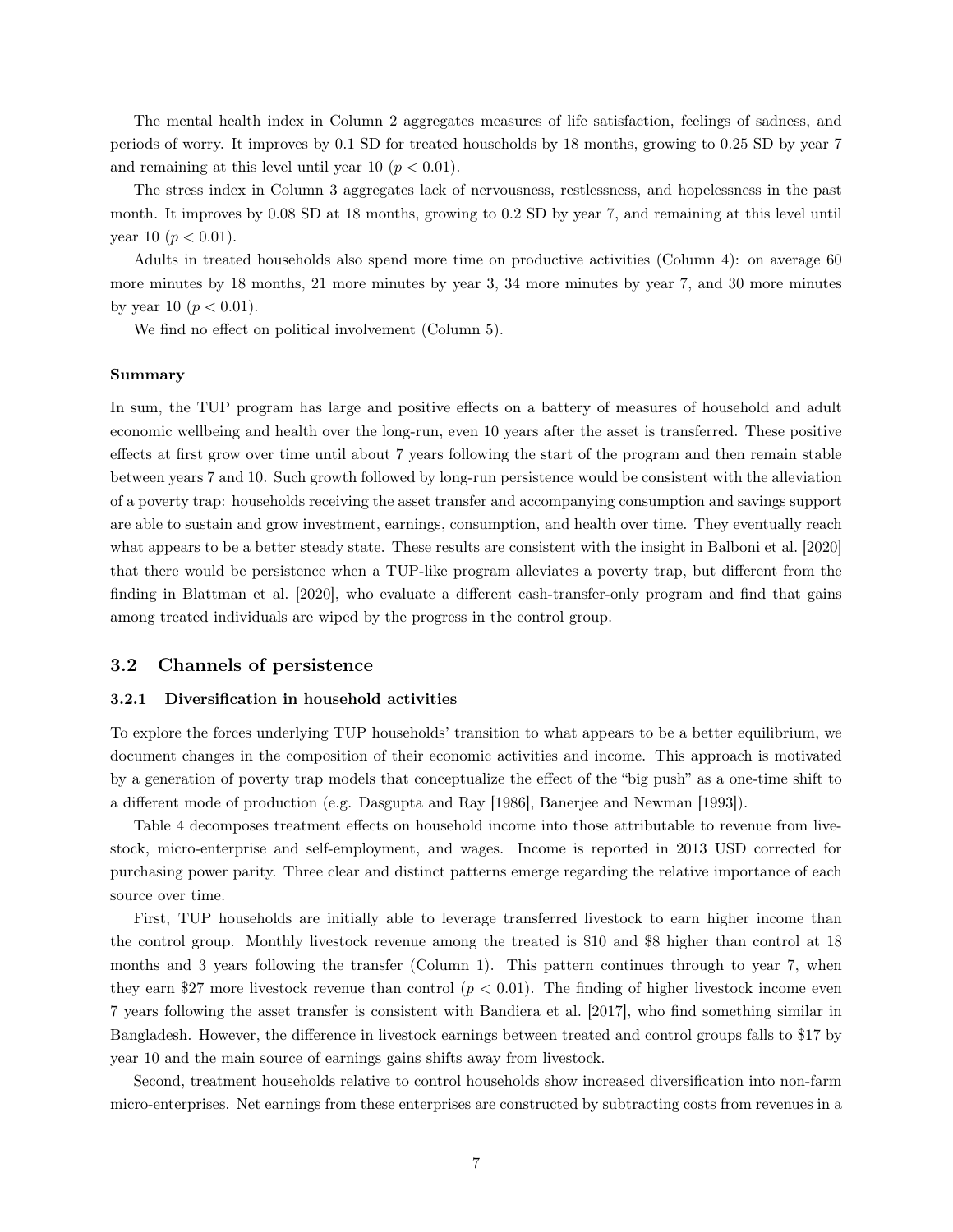The mental health index in Column 2 aggregates measures of life satisfaction, feelings of sadness, and periods of worry. It improves by 0.1 SD for treated households by 18 months, growing to 0.25 SD by year 7 and remaining at this level until year 10 ($p < 0.01$).

The stress index in Column 3 aggregates lack of nervousness, restlessness, and hopelessness in the past month. It improves by 0.08 SD at 18 months, growing to 0.2 SD by year 7, and remaining at this level until year 10 ($p < 0.01$).

Adults in treated households also spend more time on productive activities (Column 4): on average 60 more minutes by 18 months, 21 more minutes by year 3, 34 more minutes by year 7, and 30 more minutes by year 10 ($p < 0.01$).

We find no effect on political involvement (Column 5).

**Summary**

In sum, the TUP program has large and positive effects on a battery of measures of household and adult economic wellbeing and health over the long-run, even 10 years after the asset is transferred. These positive effects at first grow over time until about 7 years following the start of the program and then remain stable between years 7 and 10. Such growth followed by long-run persistence would be consistent with the alleviation of a poverty trap: households receiving the asset transfer and accompanying consumption and savings support are able to sustain and grow investment, earnings, consumption, and health over time. They eventually reach what appears to be a better steady state. These results are consistent with the insight in Balboni et al. [2020] that there would be persistence when a TUP-like program alleviates a poverty trap, but different from the finding in Blattman et al. [2020], who evaluate a different cash-transfer-only program and find that gains among treated individuals are wiped by the progress in the control group.

## 3.2 Channels of persistence

### 3.2.1 Diversification in household activities

To explore the forces underlying TUP households' transition to what appears to be a better equilibrium, we document changes in the composition of their economic activities and income. This approach is motivated by a generation of poverty trap models that conceptualize the effect of the "big push" as a one-time shift to a different mode of production (e.g. Dasgupta and Ray [1986], Banerjee and Newman [1993]).

Table 4 decomposes treatment effects on household income into those attributable to revenue from livestock, micro-enterprise and self-employment, and wages. Income is reported in 2013 USD corrected for purchasing power parity. Three clear and distinct patterns emerge regarding the relative importance of each source over time.

First, TUP households are initially able to leverage transferred livestock to earn higher income than the control group. Monthly livestock revenue among the treated is \$10 and \$8 higher than control at 18 months and 3 years following the transfer (Column 1). This pattern continues through to year 7, when they earn \$27 more livestock revenue than control ($p < 0.01$). The finding of higher livestock income even 7 years following the asset transfer is consistent with Bandiera et al. [2017], who find something similar in Bangladesh. However, the difference in livestock earnings between treated and control groups falls to \$17 by year 10 and the main source of earnings gains shifts away from livestock.

Second, treatment households relative to control households show increased diversification into non-farm micro-enterprises. Net earnings from these enterprises are constructed by subtracting costs from revenues in a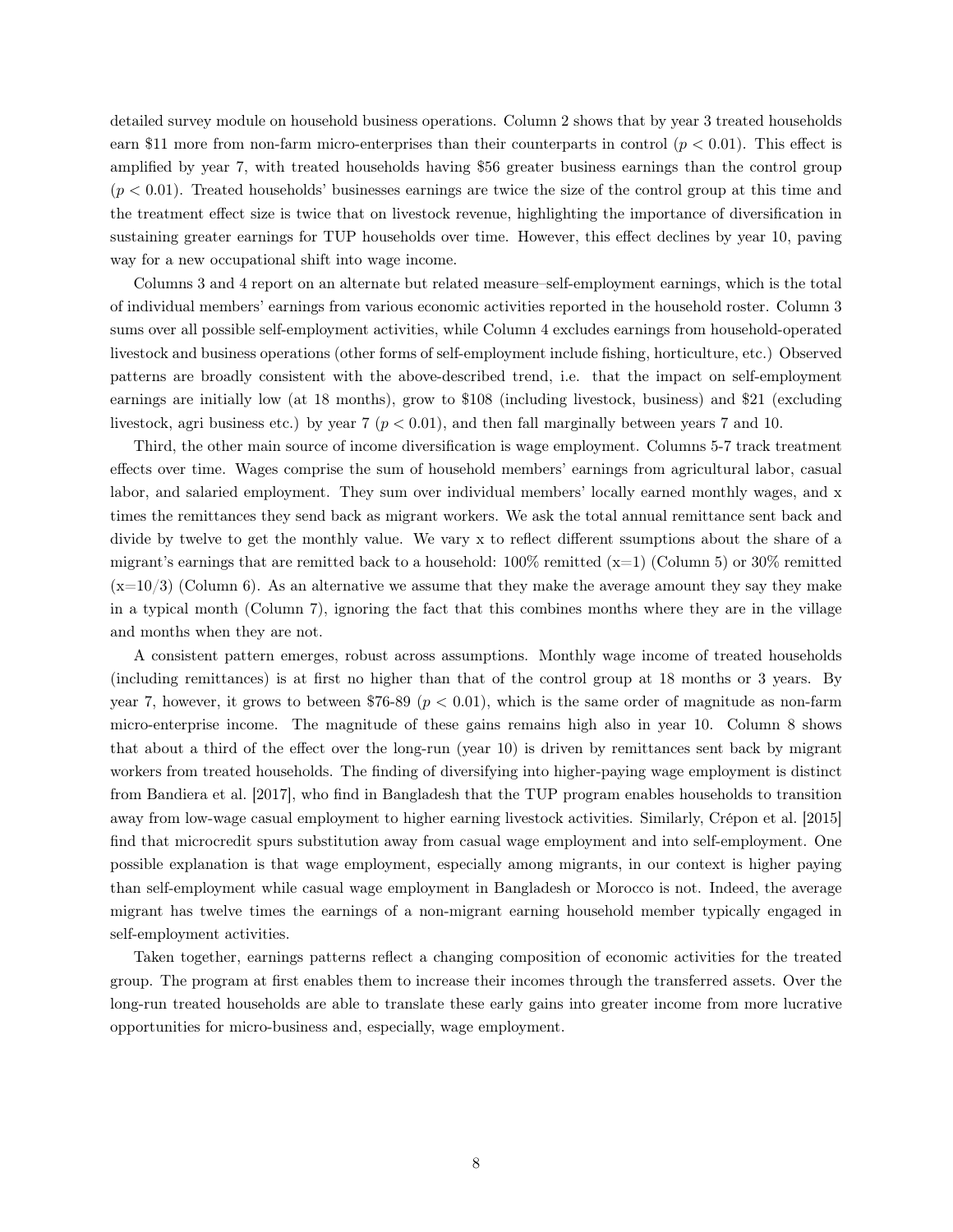detailed survey module on household business operations. Column 2 shows that by year 3 treated households earn \$11 more from non-farm micro-enterprises than their counterparts in control ($p < 0.01$). This effect is amplified by year 7, with treated households having \$56 greater business earnings than the control group ($p < 0.01$). Treated households' businesses earnings are twice the size of the control group at this time and the treatment effect size is twice that on livestock revenue, highlighting the importance of diversification in sustaining greater earnings for TUP households over time. However, this effect declines by year 10, paving way for a new occupational shift into wage income.

Columns 3 and 4 report on an alternate but related measure–self-employment earnings, which is the total of individual members' earnings from various economic activities reported in the household roster. Column 3 sums over all possible self-employment activities, while Column 4 excludes earnings from household-operated livestock and business operations (other forms of self-employment include fishing, horticulture, etc.) Observed patterns are broadly consistent with the above-described trend, i.e. that the impact on self-employment earnings are initially low (at 18 months), grow to \$108 (including livestock, business) and \$21 (excluding livestock, agri business etc.) by year 7 ($p < 0.01$), and then fall marginally between years 7 and 10.

Third, the other main source of income diversification is wage employment. Columns 5-7 track treatment effects over time. Wages comprise the sum of household members' earnings from agricultural labor, casual labor, and salaried employment. They sum over individual members' locally earned monthly wages, and x times the remittances they send back as migrant workers. We ask the total annual remittance sent back and divide by twelve to get the monthly value. We vary x to reflect different ssumptions about the share of a migrant's earnings that are remitted back to a household: 100% remitted (x=1) (Column 5) or 30% remitted (x=10/3) (Column 6). As an alternative we assume that they make the average amount they say they make in a typical month (Column 7), ignoring the fact that this combines months where they are in the village and months when they are not.

A consistent pattern emerges, robust across assumptions. Monthly wage income of treated households (including remittances) is at first no higher than that of the control group at 18 months or 3 years. By year 7, however, it grows to between \$76-89 ($p < 0.01$), which is the same order of magnitude as non-farm micro-enterprise income. The magnitude of these gains remains high also in year 10. Column 8 shows that about a third of the effect over the long-run (year 10) is driven by remittances sent back by migrant workers from treated households. The finding of diversifying into higher-paying wage employment is distinct from Bandiera et al. [2017], who find in Bangladesh that the TUP program enables households to transition away from low-wage casual employment to higher earning livestock activities. Similarly, Crépon et al. [2015] find that microcredit spurs substitution away from casual wage employment and into self-employment. One possible explanation is that wage employment, especially among migrants, in our context is higher paying than self-employment while casual wage employment in Bangladesh or Morocco is not. Indeed, the average migrant has twelve times the earnings of a non-migrant earning household member typically engaged in self-employment activities.

Taken together, earnings patterns reflect a changing composition of economic activities for the treated group. The program at first enables them to increase their incomes through the transferred assets. Over the long-run treated households are able to translate these early gains into greater income from more lucrative opportunities for micro-business and, especially, wage employment.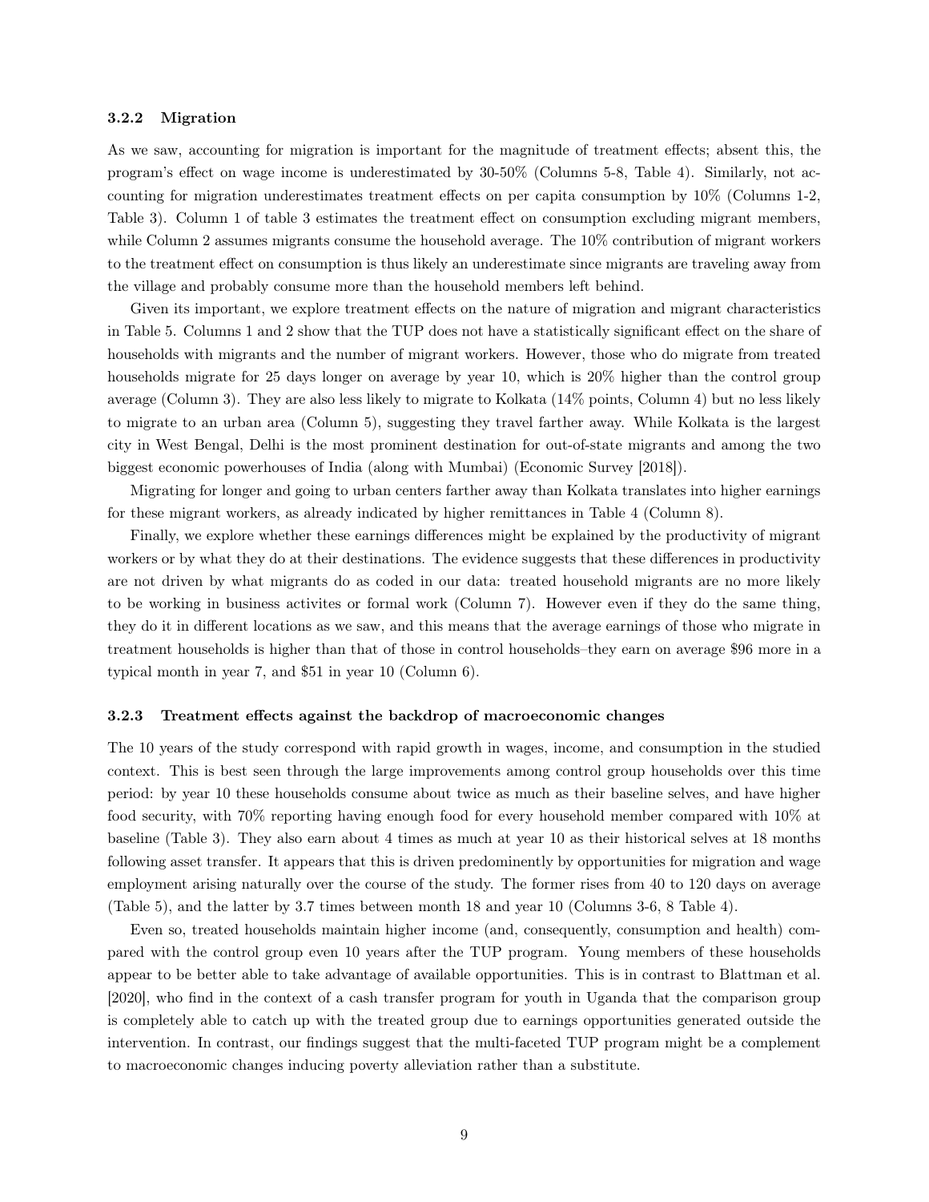#### 3.2.2 Migration

As we saw, accounting for migration is important for the magnitude of treatment effects; absent this, the program's effect on wage income is underestimated by 30-50% (Columns 5-8, Table 4). Similarly, not accounting for migration underestimates treatment effects on per capita consumption by 10% (Columns 1-2, Table 3). Column 1 of table 3 estimates the treatment effect on consumption excluding migrant members, while Column 2 assumes migrants consume the household average. The 10% contribution of migrant workers to the treatment effect on consumption is thus likely an underestimate since migrants are traveling away from the village and probably consume more than the household members left behind.

Given its important, we explore treatment effects on the nature of migration and migrant characteristics in Table 5. Columns 1 and 2 show that the TUP does not have a statistically significant effect on the share of households with migrants and the number of migrant workers. However, those who do migrate from treated households migrate for 25 days longer on average by year 10, which is 20% higher than the control group average (Column 3). They are also less likely to migrate to Kolkata (14% points, Column 4) but no less likely to migrate to an urban area (Column 5), suggesting they travel farther away. While Kolkata is the largest city in West Bengal, Delhi is the most prominent destination for out-of-state migrants and among the two biggest economic powerhouses of India (along with Mumbai) (Economic Survey [2018]).

Migrating for longer and going to urban centers farther away than Kolkata translates into higher earnings for these migrant workers, as already indicated by higher remittances in Table 4 (Column 8).

Finally, we explore whether these earnings differences might be explained by the productivity of migrant workers or by what they do at their destinations. The evidence suggests that these differences in productivity are not driven by what migrants do as coded in our data: treated household migrants are no more likely to be working in business activites or formal work (Column 7). However even if they do the same thing, they do it in different locations as we saw, and this means that the average earnings of those who migrate in treatment households is higher than that of those in control households–they earn on average \$96 more in a typical month in year 7, and \$51 in year 10 (Column 6).

#### 3.2.3 Treatment effects against the backdrop of macroeconomic changes

The 10 years of the study correspond with rapid growth in wages, income, and consumption in the studied context. This is best seen through the large improvements among control group households over this time period: by year 10 these households consume about twice as much as their baseline selves, and have higher food security, with 70% reporting having enough food for every household member compared with 10% at baseline (Table 3). They also earn about 4 times as much at year 10 as their historical selves at 18 months following asset transfer. It appears that this is driven predominently by opportunities for migration and wage employment arising naturally over the course of the study. The former rises from 40 to 120 days on average (Table 5), and the latter by 3.7 times between month 18 and year 10 (Columns 3-6, 8 Table 4).

Even so, treated households maintain higher income (and, consequently, consumption and health) compared with the control group even 10 years after the TUP program. Young members of these households appear to be better able to take advantage of available opportunities. This is in contrast to Blattman et al. [2020], who find in the context of a cash transfer program for youth in Uganda that the comparison group is completely able to catch up with the treated group due to earnings opportunities generated outside the intervention. In contrast, our findings suggest that the multi-faceted TUP program might be a complement to macroeconomic changes inducing poverty alleviation rather than a substitute.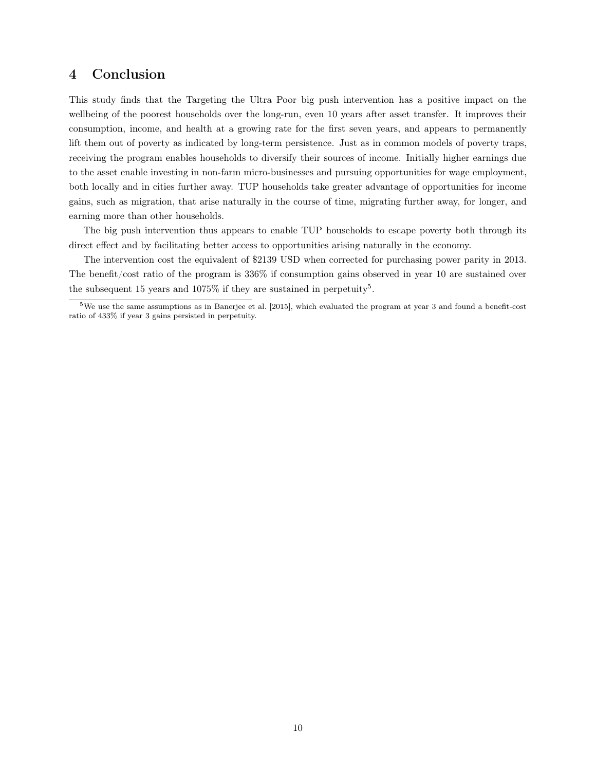## 4 Conclusion

This study finds that the Targeting the Ultra Poor big push intervention has a positive impact on the wellbeing of the poorest households over the long-run, even 10 years after asset transfer. It improves their consumption, income, and health at a growing rate for the first seven years, and appears to permanently lift them out of poverty as indicated by long-term persistence. Just as in common models of poverty traps, receiving the program enables households to diversify their sources of income. Initially higher earnings due to the asset enable investing in non-farm micro-businesses and pursuing opportunities for wage employment, both locally and in cities further away. TUP households take greater advantage of opportunities for income gains, such as migration, that arise naturally in the course of time, migrating further away, for longer, and earning more than other households.

The big push intervention thus appears to enable TUP households to escape poverty both through its direct effect and by facilitating better access to opportunities arising naturally in the economy.

The intervention cost the equivalent of $2139 USD when corrected for purchasing power parity in 2013. The benefit/cost ratio of the program is 336% if consumption gains observed in year 10 are sustained over the subsequent 15 years and 1075% if they are sustained in perpetuity[5].

[5] We use the same assumptions as in Banerjee et al. [2015], which evaluated the program at year 3 and found a benefit-cost ratio of 433% if year 3 gains persisted in perpetuity.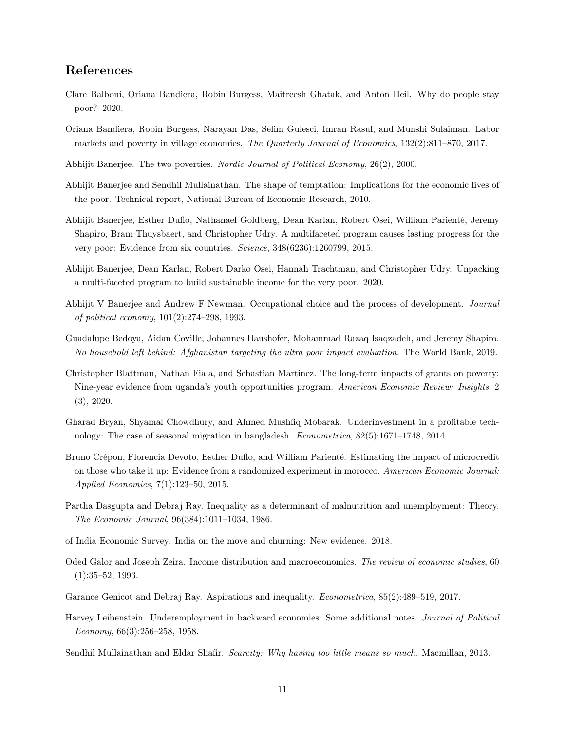## References

Clare Balboni, Oriana Bandiera, Robin Burgess, Maitreesh Ghatak, and Anton Heil. Why do people stay poor? 2020.

Oriana Bandiera, Robin Burgess, Narayan Das, Selim Gulesci, Imran Rasul, and Munshi Sulaiman. Labor markets and poverty in village economies. *The Quarterly Journal of Economics*, 132(2):811–870, 2017.

Abhijit Banerjee. The two poverties. *Nordic Journal of Political Economy*, 26(2), 2000.

Abhijit Banerjee and Sendhil Mullainathan. The shape of temptation: Implications for the economic lives of the poor. Technical report, National Bureau of Economic Research, 2010.

Abhijit Banerjee, Esther Duflo, Nathanael Goldberg, Dean Karlan, Robert Osei, William Parienté, Jeremy Shapiro, Bram Thuysbaert, and Christopher Udry. A multifaceted program causes lasting progress for the very poor: Evidence from six countries. *Science*, 348(6236):1260799, 2015.

Abhijit Banerjee, Dean Karlan, Robert Darko Osei, Hannah Trachtman, and Christopher Udry. Unpacking a multi-faceted program to build sustainable income for the very poor. 2020.

Abhijit V Banerjee and Andrew F Newman. Occupational choice and the process of development. *Journal of political economy*, 101(2):274–298, 1993.

Guadalupe Bedoya, Aidan Coville, Johannes Haushofer, Mohammad Razaq Isaqzadeh, and Jeremy Shapiro. *No household left behind: Afghanistan targeting the ultra poor impact evaluation*. The World Bank, 2019.

Christopher Blattman, Nathan Fiala, and Sebastian Martinez. The long-term impacts of grants on poverty: Nine-year evidence from uganda's youth opportunities program. *American Economic Review: Insights*, 2 (3), 2020.

Gharad Bryan, Shyamal Chowdhury, and Ahmed Mushfiq Mobarak. Underinvestment in a profitable technology: The case of seasonal migration in bangladesh. *Econometrica*, 82(5):1671–1748, 2014.

Bruno Crépon, Florencia Devoto, Esther Duflo, and William Parienté. Estimating the impact of microcredit on those who take it up: Evidence from a randomized experiment in morocco. *American Economic Journal: Applied Economics*, 7(1):123–50, 2015.

Partha Dasgupta and Debraj Ray. Inequality as a determinant of malnutrition and unemployment: Theory. *The Economic Journal*, 96(384):1011–1034, 1986.

of India Economic Survey. India on the move and churning: New evidence. 2018.

Oded Galor and Joseph Zeira. Income distribution and macroeconomics. *The review of economic studies*, 60 (1):35–52, 1993.

Garance Genicot and Debraj Ray. Aspirations and inequality. *Econometrica*, 85(2):489–519, 2017.

Harvey Leibenstein. Underemployment in backward economies: Some additional notes. *Journal of Political Economy*, 66(3):256–258, 1958.

Sendhil Mullainathan and Eldar Shafir. *Scarcity: Why having too little means so much*. Macmillan, 2013.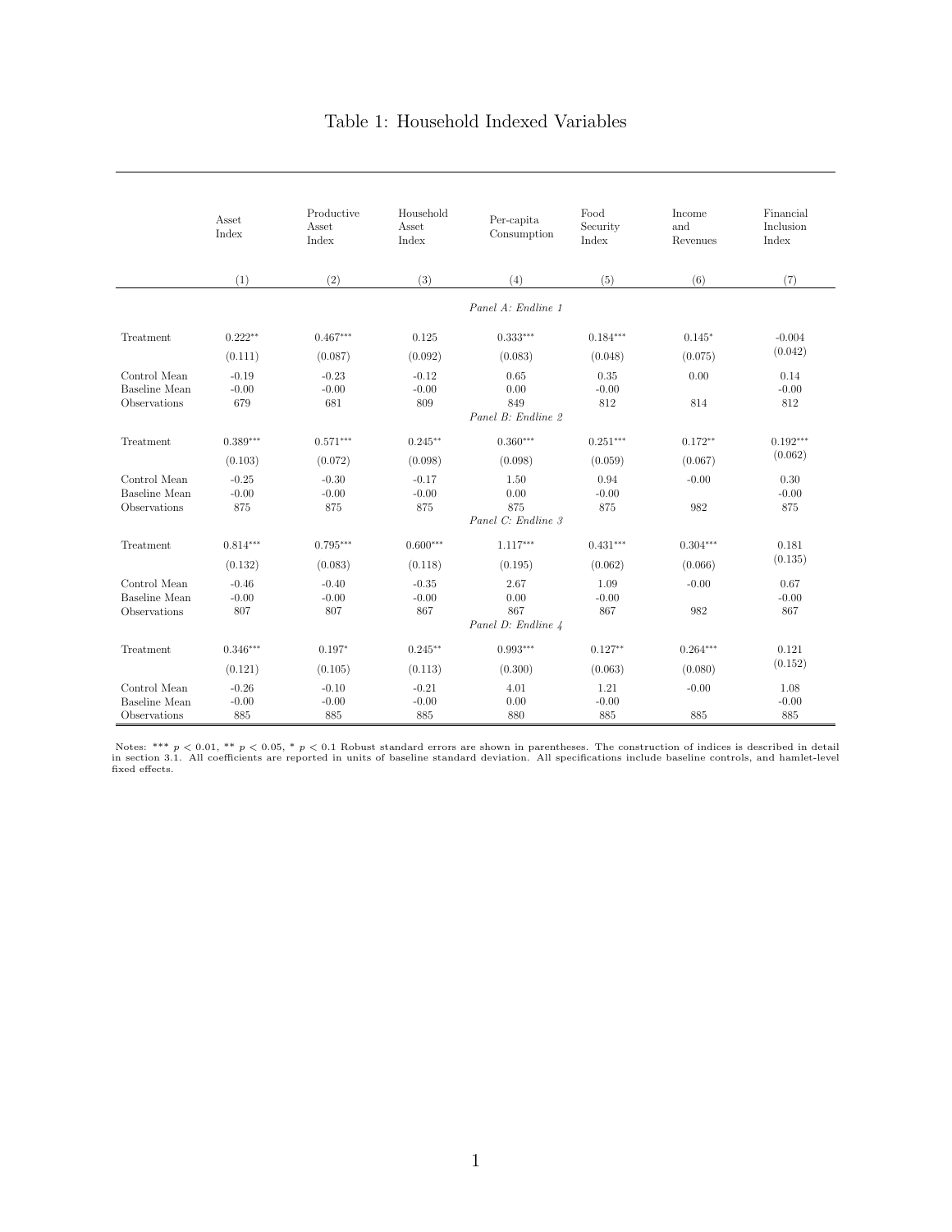# Table 1: Household Indexed Variables

| | Asset Index | Productive Asset Index | Household Asset Index | Per-capita Consumption | Food Security Index | Income and Revenues | Financial Inclusion Index |
|---|---|---|---|---|---|---|---|
| | (1) | (2) | (3) | (4) | (5) | (6) | (7) |
| | | | | *Panel A: Endline 1* | | | |
| Treatment | 0.222** | 0.467*** | 0.125 | 0.333*** | 0.184*** | 0.145* | -0.004 |
| | (0.111) | (0.087) | (0.092) | (0.083) | (0.048) | (0.075) | (0.042) |
| Control Mean | -0.19 | -0.23 | -0.12 | 0.65 | 0.35 | 0.00 | 0.14 |
| Baseline Mean | -0.00 | -0.00 | -0.00 | 0.00 | -0.00 | | -0.00 |
| Observations | 679 | 681 | 809 | 849 | 812 | 814 | 812 |
| | | | | *Panel B: Endline 2* | | | |
| Treatment | 0.389*** | 0.571*** | 0.245** | 0.360*** | 0.251*** | 0.172** | 0.192*** |
| | (0.103) | (0.072) | (0.098) | (0.098) | (0.059) | (0.067) | (0.062) |
| Control Mean | -0.25 | -0.30 | -0.17 | 1.50 | 0.94 | -0.00 | 0.30 |
| Baseline Mean | -0.00 | -0.00 | -0.00 | 0.00 | -0.00 | | -0.00 |
| Observations | 875 | 875 | 875 | 875 | 875 | 982 | 875 |
| | | | | *Panel C: Endline 3* | | | |
| Treatment | 0.814*** | 0.795*** | 0.600*** | 1.117*** | 0.431*** | 0.304*** | 0.181 |
| | (0.132) | (0.083) | (0.118) | (0.195) | (0.062) | (0.066) | (0.135) |
| Control Mean | -0.46 | -0.40 | -0.35 | 2.67 | 1.09 | -0.00 | 0.67 |
| Baseline Mean | -0.00 | -0.00 | -0.00 | 0.00 | -0.00 | | -0.00 |
| Observations | 807 | 807 | 867 | 867 | 867 | 982 | 867 |
| | | | | *Panel D: Endline 4* | | | |
| Treatment | 0.346*** | 0.197* | 0.245** | 0.993*** | 0.127** | 0.264*** | 0.121 |
| | (0.121) | (0.105) | (0.113) | (0.300) | (0.063) | (0.080) | (0.152) |
| Control Mean | -0.26 | -0.10 | -0.21 | 4.01 | 1.21 | -0.00 | 1.08 |
| Baseline Mean | -0.00 | -0.00 | -0.00 | 0.00 | -0.00 | | -0.00 |
| Observations | 885 | 885 | 885 | 880 | 885 | 885 | 885 |

Notes: *** $p < 0.01$, ** $p < 0.05$, * $p < 0.1$ Robust standard errors are shown in parentheses. The construction of indices is described in detail in section 3.1. All coefficients are reported in units of baseline standard deviation. All specifications include baseline controls, and hamlet-level fixed effects.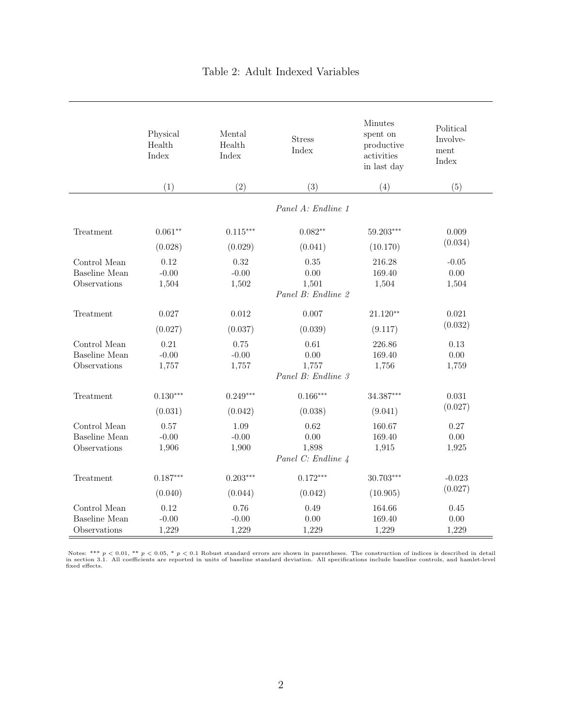Table 2: Adult Indexed Variables

| | Physical Health Index | Mental Health Index | Stress Index | Minutes spent on productive activities in last day | Political Involvement Index |
|---|---|---|---|---|---|
| | (1) | (2) | (3) | (4) | (5) |
| | | | *Panel A: Endline 1* | | |
| Treatment | 0.061** | 0.115*** | 0.082** | 59.203*** | 0.009 |
| | (0.028) | (0.029) | (0.041) | (10.170) | (0.034) |
| Control Mean | 0.12 | 0.32 | 0.35 | 216.28 | -0.05 |
| Baseline Mean | -0.00 | -0.00 | 0.00 | 169.40 | 0.00 |
| Observations | 1,504 | 1,502 | 1,501 | 1,504 | 1,504 |
| | | | *Panel B: Endline 2* | | |
| Treatment | 0.027 | 0.012 | 0.007 | 21.120** | 0.021 |
| | (0.027) | (0.037) | (0.039) | (9.117) | (0.032) |
| Control Mean | 0.21 | 0.75 | 0.61 | 226.86 | 0.13 |
| Baseline Mean | -0.00 | -0.00 | 0.00 | 169.40 | 0.00 |
| Observations | 1,757 | 1,757 | 1,757 | 1,756 | 1,759 |
| | | | *Panel B: Endline 3* | | |
| Treatment | 0.130*** | 0.249*** | 0.166*** | 34.387*** | 0.031 |
| | (0.031) | (0.042) | (0.038) | (9.041) | (0.027) |
| Control Mean | 0.57 | 1.09 | 0.62 | 160.67 | 0.27 |
| Baseline Mean | -0.00 | -0.00 | 0.00 | 169.40 | 0.00 |
| Observations | 1,906 | 1,900 | 1,898 | 1,915 | 1,925 |
| | | | *Panel C: Endline 4* | | |
| Treatment | 0.187*** | 0.203*** | 0.172*** | 30.703*** | -0.023 |
| | (0.040) | (0.044) | (0.042) | (10.905) | (0.027) |
| Control Mean | 0.12 | 0.76 | 0.49 | 164.66 | 0.45 |
| Baseline Mean | -0.00 | -0.00 | 0.00 | 169.40 | 0.00 |
| Observations | 1,229 | 1,229 | 1,229 | 1,229 | 1,229 |

Notes: *** $p < 0.01$, ** $p < 0.05$, * $p < 0.1$ Robust standard errors are shown in parentheses. The construction of indices is described in detail in section 3.1. All coefficients are reported in units of baseline standard deviation. All specifications include baseline controls, and hamlet-level fixed effects.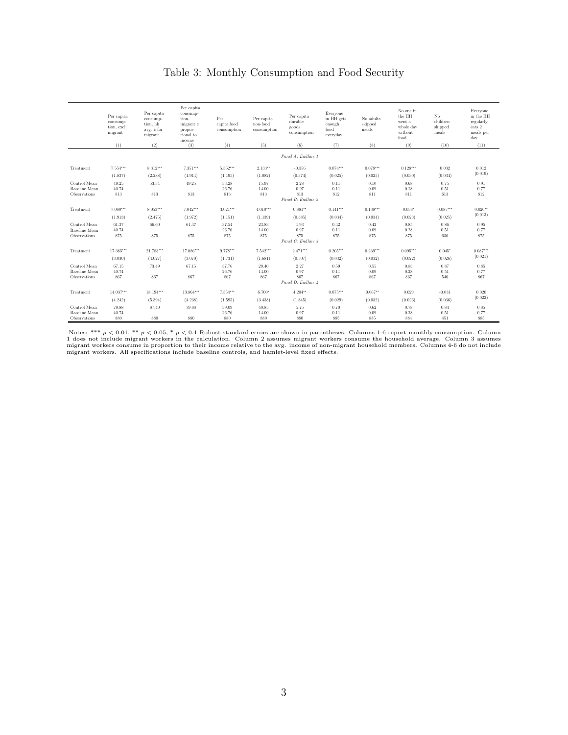# Table 3: Monthly Consumption and Food Security

| | Per capita consumption, excl. migrant | Per capita consumption, hh avg. c for migrant | Per capita consumption, migrant c proportional to income | Per capita food consumption | Per capita non-food consumption | Per capita durable goods consumption | Everyone in HH gets enough food everyday | No adults skipped meals | No one in the HH went a whole day without food | No children skipped meals | Everyone in the HH regularly eats 2 meals per day |
|---|---|---|---|---|---|---|---|---|---|---|---|
| | (1) | (2) | (3) | (4) | (5) | (6) | (7) | (8) | (9) | (10) | (11) |
| *Panel A: Endline 1* | | | | | | | | | | | |
| Treatment | 7.554*** | 8.312*** | 7.351*** | 5.362*** | 2.133** | -0.356 | 0.074*** | 0.078*** | 0.128*** | 0.032 | 0.012 |
| | (1.837) | (2.288) | (1.914) | (1.195) | (1.082) | (0.374) | (0.025) | (0.025) | (0.030) | (0.034) | (0.019) |
| Control Mean | 49.25 | 53.34 | 49.25 | 33.28 | 15.97 | 2.28 | 0.11 | 0.10 | 0.68 | 0.75 | 0.91 |
| Baseline Mean | 40.74 | | | 26.76 | 14.00 | 0.97 | 0.11 | 0.09 | 0.28 | 0.51 | 0.77 |
| Observations | 813 | 813 | 813 | 813 | 813 | 813 | 812 | 811 | 811 | 613 | 812 |
| *Panel B: Endline 2* | | | | | | | | | | | |
| Treatment | 7.080*** | 8.053*** | 7.042*** | 3.021*** | 4.010*** | 0.881** | 0.141*** | 0.138*** | 0.038* | 0.085*** | 0.026** |
| | (1.913) | (2.475) | (1.972) | (1.151) | (1.139) | (0.385) | (0.034) | (0.034) | (0.023) | (0.025) | (0.013) |
| Control Mean | 61.37 | 66.60 | 61.37 | 37.54 | 23.83 | 1.93 | 0.42 | 0.42 | 0.85 | 0.86 | 0.95 |
| Baseline Mean | 40.74 | | | 26.76 | 14.00 | 0.97 | 0.11 | 0.09 | 0.28 | 0.51 | 0.77 |
| Observations | 875 | 875 | 875 | 875 | 875 | 875 | 875 | 875 | 875 | 636 | 875 |
| *Panel C: Endline 3* | | | | | | | | | | | |
| Treatment | 17.385*** | 21.783*** | 17.086*** | 9.778*** | 7.542*** | 2.471*** | 0.205*** | 0.239*** | 0.095*** | 0.045* | 0.087*** |
| | (3.030) | (4.027) | (3.070) | (1.731) | (1.681) | (0.507) | (0.032) | (0.032) | (0.022) | (0.026) | (0.021) |
| Control Mean | 67.15 | 73.49 | 67.15 | 37.76 | 29.40 | 2.27 | 0.59 | 0.55 | 0.83 | 0.87 | 0.85 |
| Baseline Mean | 40.74 | | | 26.76 | 14.00 | 0.97 | 0.11 | 0.09 | 0.28 | 0.51 | 0.77 |
| Observations | 867 | 867 | 867 | 867 | 867 | 867 | 867 | 867 | 867 | 546 | 867 |
| *Panel D: Endline 4* | | | | | | | | | | | |
| Treatment | 14.037*** | 18.194*** | 13.864*** | 7.354*** | 6.700* | 4.204** | 0.075*** | 0.067** | 0.029 | -0.031 | 0.020 |
| | (4.242) | (5.394) | (4.238) | (1.595) | (3.438) | (1.845) | (0.029) | (0.032) | (0.026) | (0.036) | (0.022) |
| Control Mean | 79.88 | 87.40 | 79.88 | 39.09 | 40.85 | 5.75 | 0.70 | 0.62 | 0.78 | 0.84 | 0.85 |
| Baseline Mean | 40.74 | | | 26.76 | 14.00 | 0.97 | 0.11 | 0.09 | 0.28 | 0.51 | 0.77 |
| Observations | 880 | 880 | 880 | 880 | 880 | 880 | 885 | 885 | 884 | 451 | 885 |

Notes: *** $p < 0.01$, ** $p < 0.05$, * $p < 0.1$ Robust standard errors are shown in parentheses. Columns 1-6 report monthly consumption. Column 1 does not include migrant workers in the calculation. Column 2 assumes migrant workers consume the household average. Column 3 assumes migrant workers consume in proportion to their income relative to the avg. income of non-migrant household members. Columns 4-6 do not include migrant workers. All specifications include baseline controls, and hamlet-level fixed effects.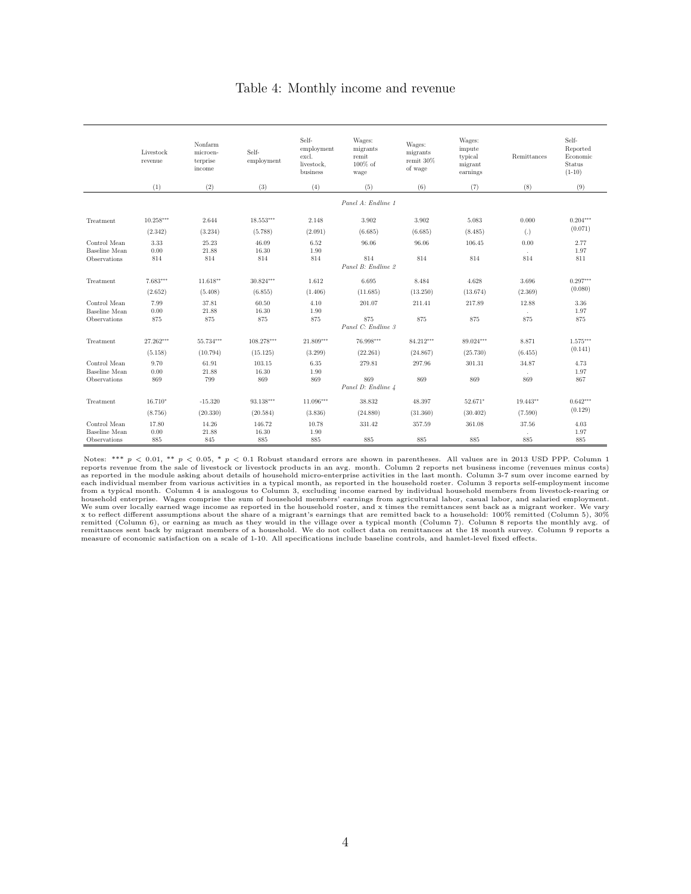## Table 4: Monthly income and revenue

| | Livestock revenue | Nonfarm microenterprise income | Self-employment | Self-employment excl. livestock, business | Wages: migrants remit 100% of wage | Wages: migrants remit 30% of wage | Wages: impute typical migrant earnings | Remittances | Self-Reported Economic Status (1-10) |
|---|---|---|---|---|---|---|---|---|---|
| | (1) | (2) | (3) | (4) | (5) | (6) | (7) | (8) | (9) |
| *Panel A: Endline 1* | | | | | | | | | |
| Treatment | 10.258*** | 2.644 | 18.553*** | 2.148 | 3.902 | 3.902 | 5.083 | 0.000 | 0.204*** |
| | (2.342) | (3.234) | (5.788) | (2.091) | (6.685) | (6.685) | (8.485) | (.) | (0.071) |
| Control Mean | 3.33 | 25.23 | 46.09 | 6.52 | 96.06 | 96.06 | 106.45 | 0.00 | 2.77 |
| Baseline Mean | 0.00 | 21.88 | 16.30 | 1.90 | | | | . | 1.97 |
| Observations | 814 | 814 | 814 | 814 | 814 | 814 | 814 | 814 | 811 |
| *Panel B: Endline 2* | | | | | | | | | |
| Treatment | 7.683*** | 11.618** | 30.824*** | 1.612 | 6.695 | 8.484 | 4.628 | 3.696 | 0.297*** |
| | (2.652) | (5.408) | (6.855) | (1.406) | (11.685) | (13.250) | (13.674) | (2.369) | (0.080) |
| Control Mean | 7.99 | 37.81 | 60.50 | 4.10 | 201.07 | 211.41 | 217.89 | 12.88 | 3.36 |
| Baseline Mean | 0.00 | 21.88 | 16.30 | 1.90 | | | | . | 1.97 |
| Observations | 875 | 875 | 875 | 875 | 875 | 875 | 875 | 875 | 875 |
| *Panel C: Endline 3* | | | | | | | | | |
| Treatment | 27.262*** | 55.734*** | 108.278*** | 21.809*** | 76.998*** | 84.212*** | 89.024*** | 8.871 | 1.575*** |
| | (5.158) | (10.794) | (15.125) | (3.299) | (22.261) | (24.867) | (25.730) | (6.455) | (0.141) |
| Control Mean | 9.70 | 61.91 | 103.15 | 6.35 | 279.81 | 297.96 | 301.31 | 34.87 | 4.73 |
| Baseline Mean | 0.00 | 21.88 | 16.30 | 1.90 | | | | . | 1.97 |
| Observations | 869 | 799 | 869 | 869 | 869 | 869 | 869 | 869 | 867 |
| *Panel D: Endline 4* | | | | | | | | | |
| Treatment | 16.710* | -15.320 | 93.138*** | 11.096*** | 38.832 | 48.397 | 52.671* | 19.443** | 0.642*** |
| | (8.756) | (20.330) | (20.584) | (3.836) | (24.880) | (31.360) | (30.402) | (7.590) | (0.129) |
| Control Mean | 17.80 | 14.26 | 146.72 | 10.78 | 331.42 | 357.59 | 361.08 | 37.56 | 4.03 |
| Baseline Mean | 0.00 | 21.88 | 16.30 | 1.90 | | | | . | 1.97 |
| Observations | 885 | 845 | 885 | 885 | 885 | 885 | 885 | 885 | 885 |

Notes: *** $p < 0.01$, ** $p < 0.05$, * $p < 0.1$ Robust standard errors are shown in parentheses. All values are in 2013 USD PPP. Column 1 reports revenue from the sale of livestock or livestock products in an avg. month. Column 2 reports net business income (revenues minus costs) as reported in the module asking about details of household micro-enterprise activities in the last month. Column 3-7 sum over income earned by each individual member from various activities in a typical month, as reported in the household roster. Column 3 reports self-employment income from a typical month. Column 4 is analogous to Column 3, excluding income earned by individual household members from livestock-rearing or household enterprise. Wages comprise the sum of household members' earnings from agricultural labor, casual labor, and salaried employment. We sum over locally earned wage income as reported in the household roster, and x times the remittances sent back as a migrant worker. We vary x to reflect different assumptions about the share of a migrant's earnings that are remitted back to a household: 100% remitted (Column 5), 30% remitted (Column 6), or earning as much as they would in the village over a typical month (Column 7). Column 8 reports the monthly avg. of remittances sent back by migrant members of a household. We do not collect data on remittances at the 18 month survey. Column 9 reports a measure of economic satisfaction on a scale of 1-10. All specifications include baseline controls, and hamlet-level fixed effects.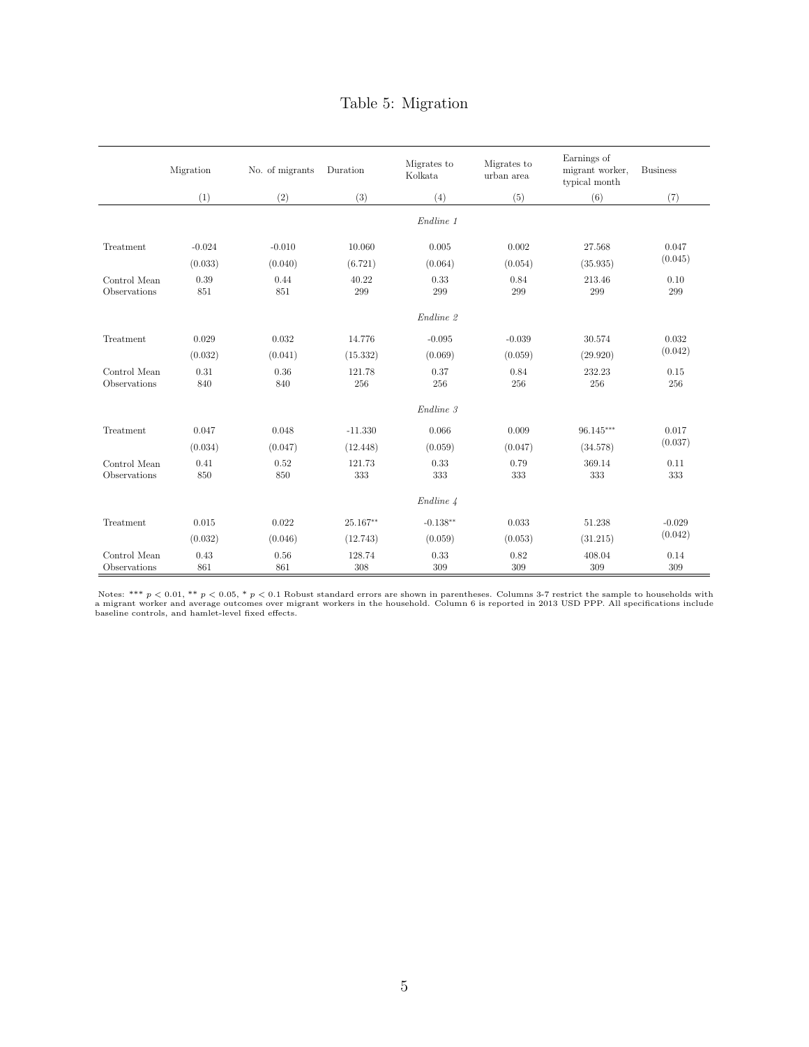## Table 5: Migration

| | Migration | No. of migrants | Duration | Migrates to Kolkata | Migrates to urban area | Earnings of migrant worker, typical month | Business |
|---|---|---|---|---|---|---|---|
| | (1) | (2) | (3) | (4) | (5) | (6) | (7) |
| | | | | *Endline 1* | | | |
| Treatment | -0.024 | -0.010 | 10.060 | 0.005 | 0.002 | 27.568 | 0.047 |
| | (0.033) | (0.040) | (6.721) | (0.064) | (0.054) | (35.935) | (0.045) |
| Control Mean | 0.39 | 0.44 | 40.22 | 0.33 | 0.84 | 213.46 | 0.10 |
| Observations | 851 | 851 | 299 | 299 | 299 | 299 | 299 |
| | | | | *Endline 2* | | | |
| Treatment | 0.029 | 0.032 | 14.776 | -0.095 | -0.039 | 30.574 | 0.032 |
| | (0.032) | (0.041) | (15.332) | (0.069) | (0.059) | (29.920) | (0.042) |
| Control Mean | 0.31 | 0.36 | 121.78 | 0.37 | 0.84 | 232.23 | 0.15 |
| Observations | 840 | 840 | 256 | 256 | 256 | 256 | 256 |
| | | | | *Endline 3* | | | |
| Treatment | 0.047 | 0.048 | -11.330 | 0.066 | 0.009 | 96.145*** | 0.017 |
| | (0.034) | (0.047) | (12.448) | (0.059) | (0.047) | (34.578) | (0.037) |
| Control Mean | 0.41 | 0.52 | 121.73 | 0.33 | 0.79 | 369.14 | 0.11 |
| Observations | 850 | 850 | 333 | 333 | 333 | 333 | 333 |
| | | | | *Endline 4* | | | |
| Treatment | 0.015 | 0.022 | 25.167** | -0.138** | 0.033 | 51.238 | -0.029 |
| | (0.032) | (0.046) | (12.743) | (0.059) | (0.053) | (31.215) | (0.042) |
| Control Mean | 0.43 | 0.56 | 128.74 | 0.33 | 0.82 | 408.04 | 0.14 |
| Observations | 861 | 861 | 308 | 309 | 309 | 309 | 309 |

Notes: *** $p < 0.01$, ** $p < 0.05$, * $p < 0.1$ Robust standard errors are shown in parentheses. Columns 3-7 restrict the sample to households with a migrant worker and average outcomes over migrant workers in the household. Column 6 is reported in 2013 USD PPP. All specifications include baseline controls, and hamlet-level fixed effects.